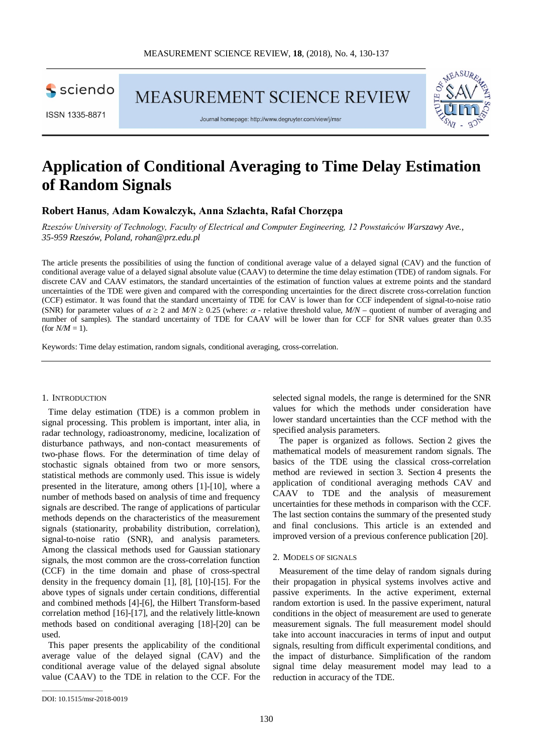# Application of Conditional Averaging to Time Delay Estimation of Random Signals

**Robert Hanus, Adam Kowalczyk, Anna Szlachta, Rafał Chorzępa**

*Rzeszów University of Technology, Faculty of Electrical and Computer Engineering, 12 Powstańców Warszawy Ave., 35-959 Rzeszów, Poland, rohan@prz.edu.pl*

The article presents the possibilities of using the function of conditional average value of a delayed signal (CAV) and the function of conditional average value of a delayed signal absolute value (CAAV) to determine the time delay estimation (TDE) of random signals. For discrete CAV and CAAV estimators, the standard uncertainties of the estimation of function values at extreme points and the standard uncertainties of the TDE were given and compared with the corresponding uncertainties for the direct discrete cross-correlation function (CCF) estimator. It was found that the standard uncertainty of TDE for CAV is lower than for CCF independent of signal-to-noise ratio (SNR) for parameter values of $\alpha \geq 2$ and $M/N \geq 0.25$ (where: $\alpha$ - relative threshold value, $M/N$ – quotient of number of averaging and number of samples). The standard uncertainty of TDE for CAAV will be lower than for CCF for SNR values greater than 0.35 (for $M/N = 1$).

Keywords: Time delay estimation, random signals, conditional averaging, cross-correlation.

## 1. Introduction

Time delay estimation (TDE) is a common problem in signal processing. This problem is important, inter alia, in radar technology, radioastronomy, medicine, localization of disturbance pathways, and non-contact measurements of two-phase flows. For the determination of time delay of stochastic signals obtained from two or more sensors, statistical methods are commonly used. This issue is widely presented in the literature, among others [1]-[10], where a number of methods based on analysis of time and frequency signals are described. The range of applications of particular methods depends on the characteristics of the measurement signals (stationarity, probability distribution, correlation), signal-to-noise ratio (SNR), and analysis parameters. Among the classical methods used for Gaussian stationary signals, the most common are the cross-correlation function (CCF) in the time domain and phase of cross-spectral density in the frequency domain [1], [8], [10]-[15]. For the above types of signals under certain conditions, differential and combined methods [4]-[6], the Hilbert Transform-based correlation method [16]-[17], and the relatively little-known methods based on conditional averaging [18]-[20] can be used.

This paper presents the applicability of the conditional average value of the delayed signal (CAV) and the conditional average value of the delayed signal absolute value (CAAV) to the TDE in relation to the CCF. For the selected signal models, the range is determined for the SNR values for which the methods under consideration have lower standard uncertainties than the CCF method with the specified analysis parameters.

The paper is organized as follows. Section 2 gives the mathematical models of measurement random signals. The basics of the TDE using the classical cross-correlation method are reviewed in section 3. Section 4 presents the application of conditional averaging methods CAV and CAAV to TDE and the analysis of measurement uncertainties for these methods in comparison with the CCF. The last section contains the summary of the presented study and final conclusions. This article is an extended and improved version of a previous conference publication [20].

## 2. Models of Signals

Measurement of the time delay of random signals during their propagation in physical systems involves active and passive experiments. In the active experiment, external random extortion is used. In the passive experiment, natural conditions in the object of measurement are used to generate measurement signals. The full measurement model should take into account inaccuracies in terms of input and output signals, resulting from difficult experimental conditions, and the impact of disturbance. Simplification of the random signal time delay measurement model may lead to a reduction in accuracy of the TDE.

DOI: 10.1515/msr-2018-0019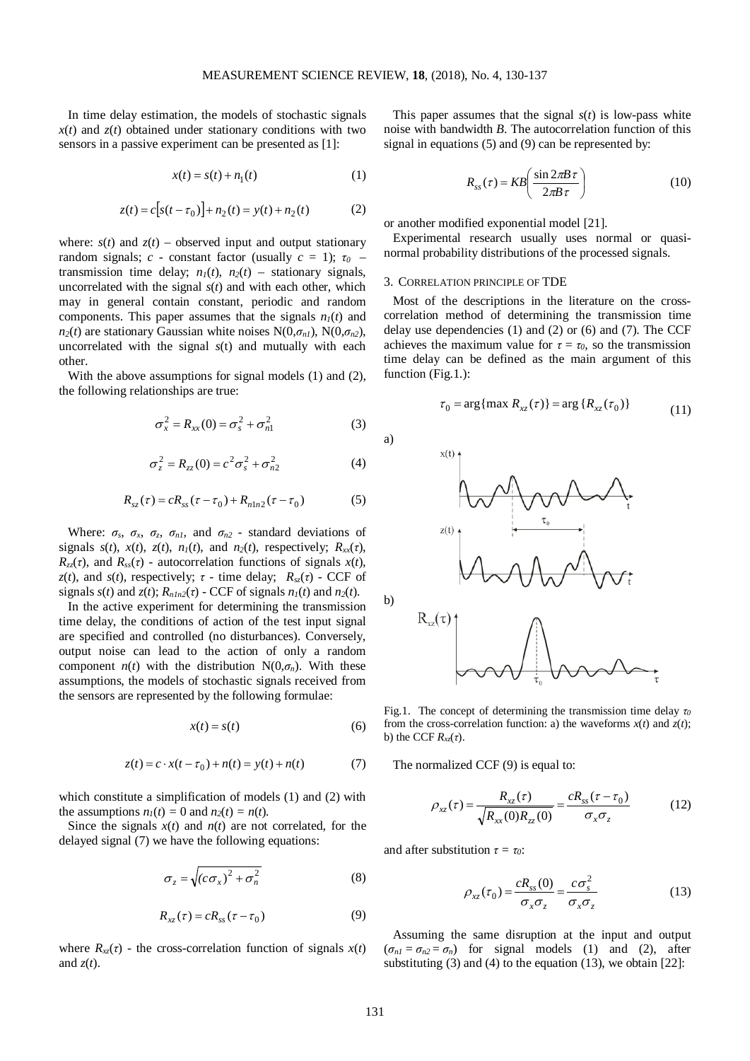In time delay estimation, the models of stochastic signals $x(t)$ and $z(t)$ obtained under stationary conditions with two sensors in a passive experiment can be presented as [1]:

$$x(t) = s(t) + n_1(t) \tag{1}$$

$$z(t) = c[s(t - \tau_0)] + n_2(t) = y(t) + n_2(t) \tag{2}$$

where: $s(t)$ and $z(t)$ – observed input and output stationary random signals; $c$ - constant factor (usually $c = 1$); $\tau_0$ – transmission time delay; $n_1(t)$, $n_2(t)$ – stationary signals, uncorrelated with the signal $s(t)$ and with each other, which may in general contain constant, periodic and random components. This paper assumes that the signals $n_1(t)$ and $n_2(t)$ are stationary Gaussian white noises $N(0,\sigma_{n1})$, $N(0,\sigma_{n2})$, uncorrelated with the signal $s(t)$ and mutually with each other.

With the above assumptions for signal models (1) and (2), the following relationships are true:

$$\sigma_x^2 = R_{xx}(0) = \sigma_s^2 + \sigma_{n1}^2 \tag{3}$$

$$\sigma_z^2 = R_{zz}(0) = c^2\sigma_s^2 + \sigma_{n2}^2 \tag{4}$$

$$R_{sz}(\tau) = cR_{ss}(\tau - \tau_0) + R_{n1n2}(\tau - \tau_0) \tag{5}$$

Where: $\sigma_s$, $\sigma_x$, $\sigma_z$, $\sigma_{n1}$, and $\sigma_{n2}$ - standard deviations of signals $s(t)$, $x(t)$, $z(t)$, $n_1(t)$, and $n_2(t)$, respectively; $R_{xx}(\tau)$, $R_{zz}(\tau)$, and $R_{ss}(\tau)$ - autocorrelation functions of signals $x(t)$, $z(t)$, and $s(t)$, respectively; $\tau$ - time delay; $R_{sz}(\tau)$ - CCF of signals $s(t)$ and $z(t)$; $R_{n1n2}(\tau)$ - CCF of signals $n_1(t)$ and $n_2(t)$.

In the active experiment for determining the transmission time delay, the conditions of action of the test input signal are specified and controlled (no disturbances). Conversely, output noise can lead to the action of only a random component $n(t)$ with the distribution $N(0,\sigma_n)$. With these assumptions, the models of stochastic signals received from the sensors are represented by the following formulae:

$$x(t) = s(t) \tag{6}$$

$$z(t) = c \cdot x(t - \tau_0) + n(t) = y(t) + n(t) \tag{7}$$

which constitute a simplification of models (1) and (2) with the assumptions $n_1(t) = 0$ and $n_2(t) = n(t)$.

Since the signals $x(t)$ and $n(t)$ are not correlated, for the delayed signal (7) we have the following equations:

$$\sigma_z = \sqrt{(c\sigma_x)^2 + \sigma_n^2} \tag{8}$$

$$R_{xz}(\tau) = cR_{ss}(\tau - \tau_0) \tag{9}$$

where $R_{xz}(\tau)$ - the cross-correlation function of signals $x(t)$ and $z(t)$.

This paper assumes that the signal $s(t)$ is low-pass white noise with bandwidth $B$. The autocorrelation function of this signal in equations (5) and (9) can be represented by:

$$R_{ss}(\tau) = KB\left(\frac{\sin 2\pi B\tau}{2\pi B\tau}\right) \tag{10}$$

or another modified exponential model [21].

Experimental research usually uses normal or quasi-normal probability distributions of the processed signals.

## 3. Correlation principle of TDE

Most of the descriptions in the literature on the cross-correlation method of determining the transmission time delay use dependencies (1) and (2) or (6) and (7). The CCF achieves the maximum value for $\tau = \tau_0$, so the transmission time delay can be defined as the main argument of this function (Fig.1.):

$$\tau_0 = \arg\{\max R_{xz}(\tau)\} = \arg\{R_{xz}(\tau_0)\} \tag{11}$$

Fig.1. The concept of determining the transmission time delay $\tau_0$ from the cross-correlation function: a) the waveforms $x(t)$ and $z(t)$; b) the CCF $R_{xz}(\tau)$.

The normalized CCF (9) is equal to:

$$\rho_{xz}(\tau) = \frac{R_{xz}(\tau)}{\sqrt{R_{xx}(0)R_{zz}(0)}} = \frac{cR_{ss}(\tau - \tau_0)}{\sigma_x\sigma_z} \tag{12}$$

and after substitution $\tau = \tau_0$:

$$\rho_{xz}(\tau_0) = \frac{cR_{ss}(0)}{\sigma_x\sigma_z} = \frac{c\sigma_s^2}{\sigma_x\sigma_z} \tag{13}$$

Assuming the same disruption at the input and output ($\sigma_{n1} = \sigma_{n2} = \sigma_n$) for signal models (1) and (2), after substituting (3) and (4) to the equation (13), we obtain [22]: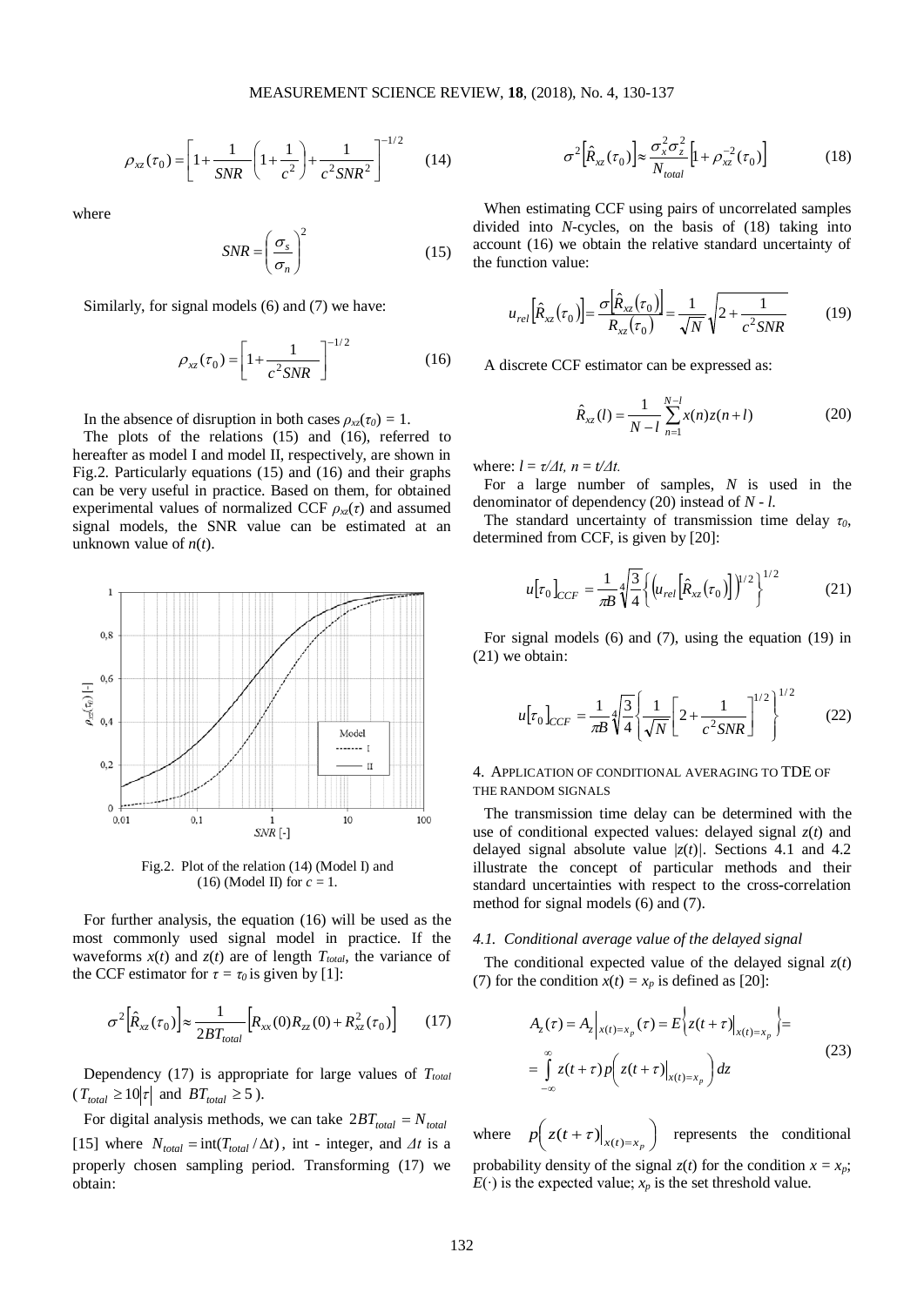$$\rho_{xz}(\tau_0) = \left[1 + \frac{1}{SNR}\left(1 + \frac{1}{c^2}\right) + \frac{1}{c^2 SNR^2}\right]^{-1/2} \qquad (14)$$

where

$$SNR = \left(\frac{\sigma_s}{\sigma_n}\right)^2 \qquad (15)$$

Similarly, for signal models (6) and (7) we have:

$$\rho_{xz}(\tau_0) = \left[1 + \frac{1}{c^2 SNR}\right]^{-1/2} \qquad (16)$$

In the absence of disruption in both cases $\rho_{xz}(\tau_0) = 1$.

The plots of the relations (15) and (16), referred to hereafter as model I and model II, respectively, are shown in Fig.2. Particularly equations (15) and (16) and their graphs can be very useful in practice. Based on them, for obtained experimental values of normalized CCF $\rho_{xz}(\tau)$ and assumed signal models, the SNR value can be estimated at an unknown value of $n(t)$.

Fig.2. Plot of the relation (14) (Model I) and (16) (Model II) for $c = 1$.

For further analysis, the equation (16) will be used as the most commonly used signal model in practice. If the waveforms $x(t)$ and $z(t)$ are of length $T_{total}$, the variance of the CCF estimator for $\tau = \tau_0$ is given by [1]:

$$\sigma^2\left[\hat{R}_{xz}(\tau_0)\right] \approx \frac{1}{2BT_{total}}\left[R_{xx}(0)R_{zz}(0) + R_{xz}^2(\tau_0)\right] \qquad (17)$$

Dependency (17) is appropriate for large values of $T_{total}$ ($T_{total} \geq 10|\tau|$ and $BT_{total} \geq 5$).

For digital analysis methods, we can take $2BT_{total} = N_{total}$ [15] where $N_{total} = \text{int}(T_{total}/\Delta t)$, int - integer, and $\Delta t$ is a properly chosen sampling period. Transforming (17) we obtain:

$$\sigma^2\left[\hat{R}_{xz}(\tau_0)\right] \approx \frac{\sigma_x^2 \sigma_z^2}{N_{total}}\left[1 + \rho_{xz}^{-2}(\tau_0)\right] \qquad (18)$$

When estimating CCF using pairs of uncorrelated samples divided into $N$-cycles, on the basis of (18) taking into account (16) we obtain the relative standard uncertainty of the function value:

$$u_{rel}\left[\hat{R}_{xz}(\tau_0)\right] = \frac{\sigma\left[\hat{R}_{xz}(\tau_0)\right]}{R_{xz}(\tau_0)} = \frac{1}{\sqrt{N}}\sqrt{2 + \frac{1}{c^2 SNR}} \qquad (19)$$

A discrete CCF estimator can be expressed as:

$$\hat{R}_{xz}(l) = \frac{1}{N-l}\sum_{n=1}^{N-l} x(n)z(n+l) \qquad (20)$$

where: $l = \tau/\Delta t$, $n = t/\Delta t$.

For a large number of samples, $N$ is used in the denominator of dependency (20) instead of $N - l$.

The standard uncertainty of transmission time delay $\tau_0$, determined from CCF, is given by [20]:

$$u[\tau_0]_{CCF} = \frac{1}{\pi B}\sqrt[4]{\frac{3}{4}}\left\{\left(u_{rel}\left[\hat{R}_{xz}(\tau_0)\right]\right)^{1/2}\right\}^{1/2} \qquad (21)$$

For signal models (6) and (7), using the equation (19) in (21) we obtain:

$$u[\tau_0]_{CCF} = \frac{1}{\pi B}\sqrt[4]{\frac{3}{4}}\left\{\frac{1}{\sqrt{N}}\left[2 + \frac{1}{c^2 SNR}\right]^{1/2}\right\}^{1/2} \qquad (22)$$

## 4. Application of conditional averaging to TDE of the random signals

The transmission time delay can be determined with the use of conditional expected values: delayed signal $z(t)$ and delayed signal absolute value $|z(t)|$. Sections 4.1 and 4.2 illustrate the concept of particular methods and their standard uncertainties with respect to the cross-correlation method for signal models (6) and (7).

### 4.1. Conditional average value of the delayed signal

The conditional expected value of the delayed signal $z(t)$ (7) for the condition $x(t) = x_p$ is defined as [20]:

$$A_z(\tau) = A_z\big|_{x(t)=x_p}(\tau) = E\left\{z(t+\tau)\big|_{x(t)=x_p}\right\} = \int_{-\infty}^{\infty} z(t+\tau)\, p\left(z(t+\tau)\big|_{x(t)=x_p}\right) dz \qquad (23)$$

where $p\left(z(t+\tau)\big|_{x(t)=x_p}\right)$ represents the conditional probability density of the signal $z(t)$ for the condition $x = x_p$; $E(\cdot)$ is the expected value; $x_p$ is the set threshold value.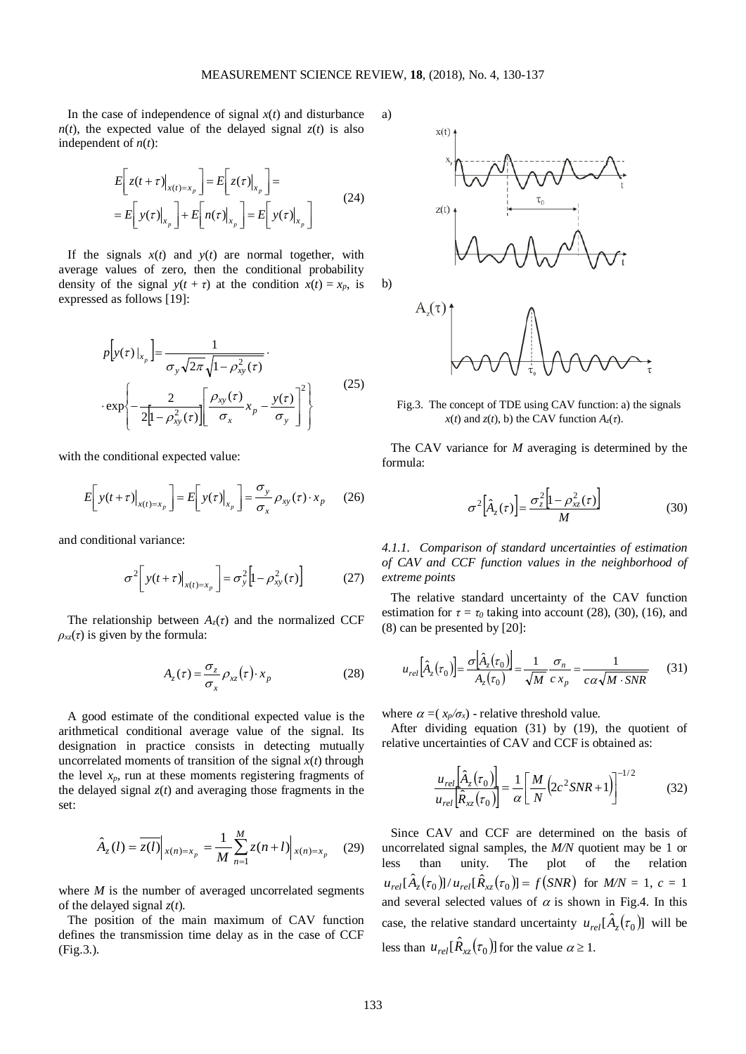In the case of independence of signal $x(t)$ and disturbance $n(t)$, the expected value of the delayed signal $z(t)$ is also independent of $n(t)$:

$$E\left[ z(t+\tau)\big|_{x(t)=x_p} \right] = E\left[ z(\tau)\big|_{x_p} \right] = = E\left[ y(\tau)\big|_{x_p} \right] + E\left[ n(\tau)\big|_{x_p} \right] = E\left[ y(\tau)\big|_{x_p} \right] \tag{24}$$

If the signals $x(t)$ and $y(t)$ are normal together, with average values of zero, then the conditional probability density of the signal $y(t+\tau)$ at the condition $x(t) = x_p$, is expressed as follows [19]:

$$p\left[ y(\tau)\big|_{x_p} \right] = \frac{1}{\sigma_y \sqrt{2\pi}\sqrt{1-\rho_{xy}^2(\tau)}} \cdot \cdot \exp\left\{ -\frac{2}{2\left[1-\rho_{xy}^2(\tau)\right]} \left[ \frac{\rho_{xy}(\tau)}{\sigma_x} x_p - \frac{y(\tau)}{\sigma_y} \right]^2 \right\} \tag{25}$$

with the conditional expected value:

$$E\left[ y(t+\tau)\big|_{x(t)=x_p} \right] = E\left[ y(\tau)\big|_{x_p} \right] = \frac{\sigma_y}{\sigma_x} \rho_{xy}(\tau) \cdot x_p \tag{26}$$

and conditional variance:

$$\sigma^2\left[ y(t+\tau)\big|_{x(t)=x_p} \right] = \sigma_y^2 \left[ 1-\rho_{xy}^2(\tau) \right] \tag{27}$$

The relationship between $A_z(\tau)$ and the normalized CCF $\rho_{xz}(\tau)$ is given by the formula:

$$A_z(\tau) = \frac{\sigma_z}{\sigma_x} \rho_{xz}(\tau) \cdot x_p \tag{28}$$

A good estimate of the conditional expected value is the arithmetical conditional average value of the signal. Its designation in practice consists in detecting mutually uncorrelated moments of transition of the signal $x(t)$ through the level $x_p$, run at these moments registering fragments of the delayed signal $z(t)$ and averaging those fragments in the set:

$$\hat{A}_z(l) = \overline{z(l)}\Big|_{x(n)=x_p} = \frac{1}{M} \sum_{n=1}^{M} z(n+l)\Big|_{x(n)=x_p} \tag{29}$$

where $M$ is the number of averaged uncorrelated segments of the delayed signal $z(t)$.

The position of the main maximum of CAV function defines the transmission time delay as in the case of CCF (Fig.3.).

Fig.3. The concept of TDE using CAV function: a) the signals $x(t)$ and $z(t)$, b) the CAV function $A_z(\tau)$.

The CAV variance for $M$ averaging is determined by the formula:

$$\sigma^2\left[ \hat{A}_z(\tau) \right] = \frac{\sigma_z^2 \left[ 1-\rho_{xz}^2(\tau) \right]}{M} \tag{30}$$

*4.1.1. Comparison of standard uncertainties of estimation of CAV and CCF function values in the neighborhood of extreme points*

The relative standard uncertainty of the CAV function estimation for $\tau = \tau_0$ taking into account (28), (30), (16), and (8) can be presented by [20]:

$$u_{rel}\left[ \hat{A}_z(\tau_0) \right] = \frac{\sigma\left[ \hat{A}_z(\tau_0) \right]}{A_z(\tau_0)} = \frac{1}{\sqrt{M}} \frac{\sigma_n}{c\, x_p} = \frac{1}{c\alpha\sqrt{M \cdot SNR}} \tag{31}$$

where $\alpha = (x_p/\sigma_x)$ - relative threshold value.

After dividing equation (31) by (19), the quotient of relative uncertainties of CAV and CCF is obtained as:

$$\frac{u_{rel}\left[ \hat{A}_z(\tau_0) \right]}{u_{rel}\left[ \hat{R}_{xz}(\tau_0) \right]} = \frac{1}{\alpha} \left[ \frac{M}{N} \left( 2c^2 SNR + 1 \right) \right]^{-1/2} \tag{32}$$

Since CAV and CCF are determined on the basis of uncorrelated signal samples, the $M/N$ quotient may be 1 or less than unity. The plot of the relation $u_{rel}[\hat{A}_z(\tau_0)] / u_{rel}[\hat{R}_{xz}(\tau_0)] = f(SNR)$ for $M/N = 1$, $c = 1$ and several selected values of $\alpha$ is shown in Fig.4. In this case, the relative standard uncertainty $u_{rel}[\hat{A}_z(\tau_0)]$ will be less than $u_{rel}[\hat{R}_{xz}(\tau_0)]$ for the value $\alpha \geq 1$.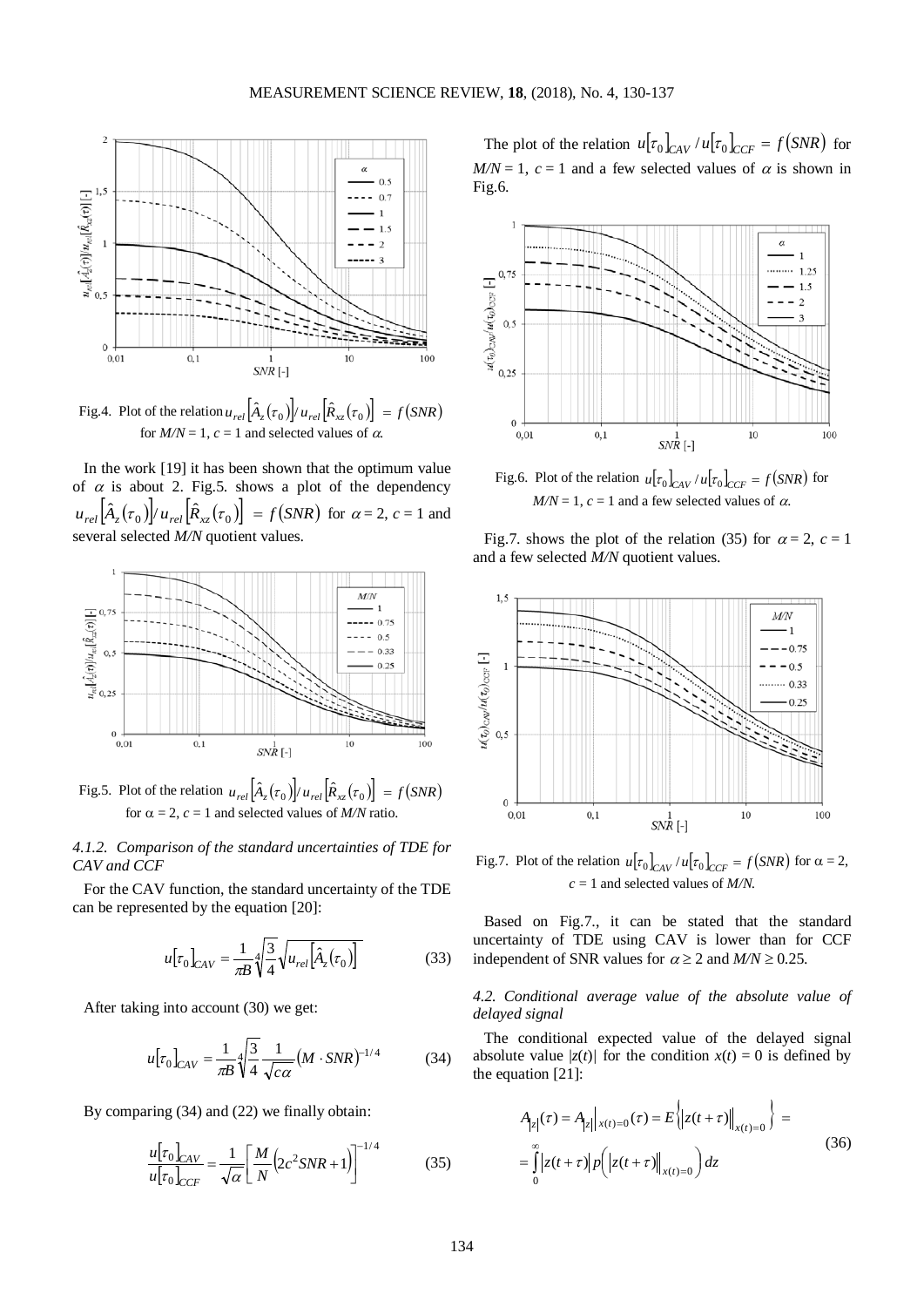Fig.4. Plot of the relation $u_{rel}\left[\hat{A}_z(\tau_0)\right] / u_{rel}\left[\hat{R}_{xz}(\tau_0)\right] = f(SNR)$ for $M/N = 1$, $c = 1$ and selected values of $\alpha$.

In the work [19] it has been shown that the optimum value of $\alpha$ is about 2. Fig.5. shows a plot of the dependency $u_{rel}\left[\hat{A}_z(\tau_0)\right] / u_{rel}\left[\hat{R}_{xz}(\tau_0)\right] = f(SNR)$ for $\alpha = 2$, $c = 1$ and several selected $M/N$ quotient values.

Fig.5. Plot of the relation $u_{rel}\left[\hat{A}_z(\tau_0)\right] / u_{rel}\left[\hat{R}_{xz}(\tau_0)\right] = f(SNR)$ for $\alpha = 2$, $c = 1$ and selected values of $M/N$ ratio.

### *4.1.2. Comparison of the standard uncertainties of TDE for CAV and CCF*

For the CAV function, the standard uncertainty of the TDE can be represented by the equation [20]:

$$u[\tau_0]_{CAV} = \frac{1}{\pi B} \sqrt[4]{\frac{3}{4}} \sqrt{u_{rel}\left[\hat{A}_z(\tau_0)\right]} \tag{33}$$

After taking into account (30) we get:

$$u[\tau_0]_{CAV} = \frac{1}{\pi B} \sqrt[4]{\frac{3}{4}} \frac{1}{\sqrt{c\alpha}} (M \cdot SNR)^{-1/4} \tag{34}$$

By comparing (34) and (22) we finally obtain:

$$\frac{u[\tau_0]_{CAV}}{u[\tau_0]_{CCF}} = \frac{1}{\sqrt{\alpha}} \left[ \frac{M}{N} \left( 2c^2 SNR + 1 \right) \right]^{-1/4} \tag{35}$$

The plot of the relation $u[\tau_0]_{CAV} / u[\tau_0]_{CCF} = f(SNR)$ for $M/N = 1$, $c = 1$ and a few selected values of $\alpha$ is shown in Fig.6.

Fig.6. Plot of the relation $u[\tau_0]_{CAV} / u[\tau_0]_{CCF} = f(SNR)$ for $M/N = 1$, $c = 1$ and a few selected values of $\alpha$.

Fig.7. shows the plot of the relation (35) for $\alpha = 2$, $c = 1$ and a few selected $M/N$ quotient values.

Fig.7. Plot of the relation $u[\tau_0]_{CAV} / u[\tau_0]_{CCF} = f(SNR)$ for $\alpha = 2$, $c = 1$ and selected values of $M/N$.

Based on Fig.7., it can be stated that the standard uncertainty of TDE using CAV is lower than for CCF independent of SNR values for $\alpha \geq 2$ and $M/N \geq 0.25$.

### *4.2. Conditional average value of the absolute value of delayed signal*

The conditional expected value of the delayed signal absolute value $|z(t)|$ for the condition $x(t) = 0$ is defined by the equation [21]:

$$\begin{aligned} A_{|z|}(\tau) = A_{|z|}\Big|_{x(t)=0}(\tau) = E\left\{ \left| z(t+\tau) \right|_{x(t)=0} \right\} = \\ = \int_0^\infty \left| z(t+\tau) \right| p\left( \left| z(t+\tau) \right|_{x(t)=0} \right) dz \end{aligned} \tag{36}$$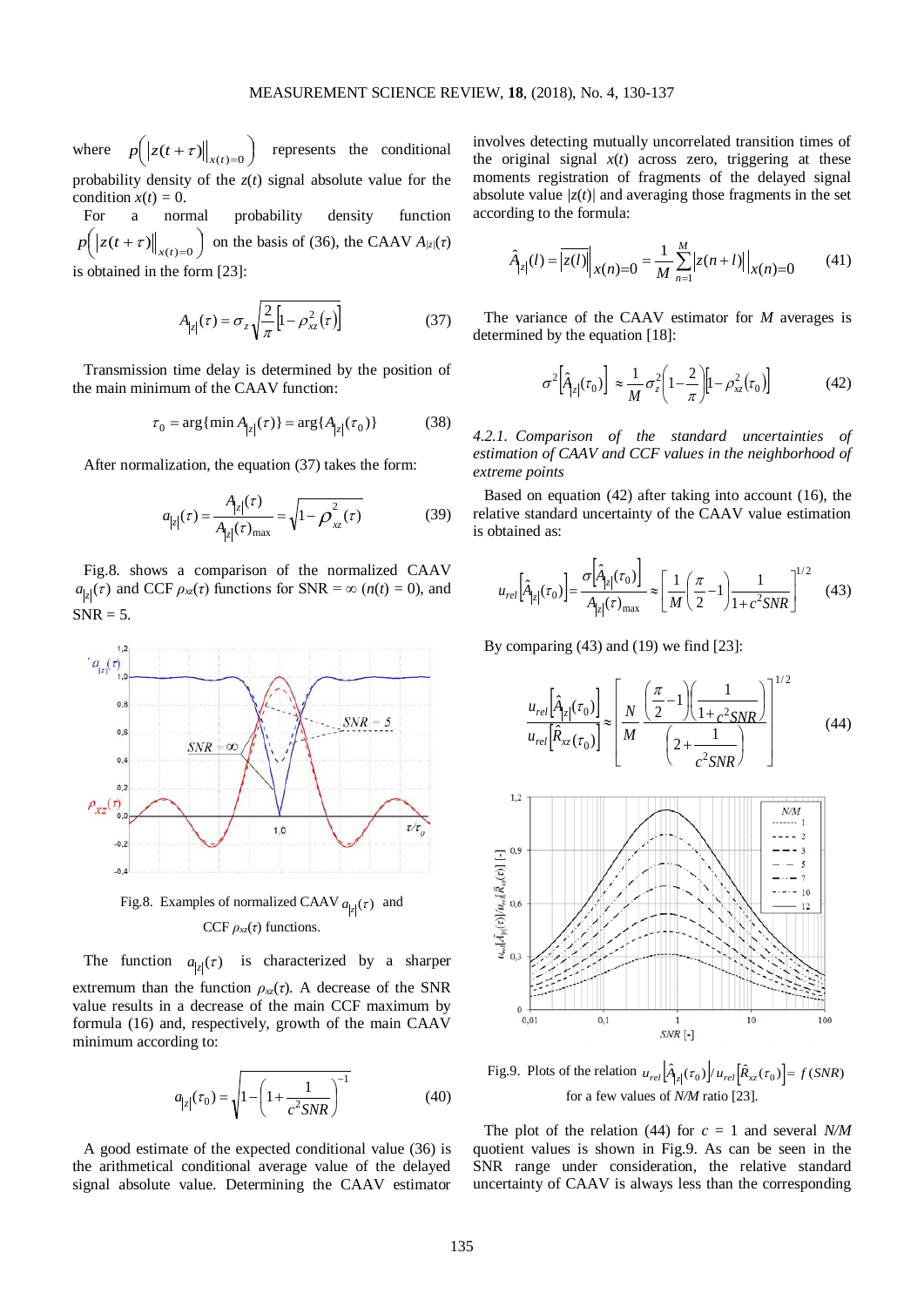where $p\left(\left|z(t+\tau)\right|\big|_{x(t)=0}\right)$ represents the conditional probability density of the $z(t)$ signal absolute value for the condition $x(t) = 0$.

For a normal probability density function $p\left(\left|z(t+\tau)\right|\big|_{x(t)=0}\right)$ on the basis of (36), the CAAV $A_{|z|}(\tau)$ is obtained in the form [23]:

$$A_{|z|}(\tau) = \sigma_z \sqrt{\frac{2}{\pi}\left[1-\rho_{xz}^2(\tau)\right]} \tag{37}$$

Transmission time delay is determined by the position of the main minimum of the CAAV function:

$$\tau_0 = \arg\{\min A_{|z|}(\tau)\} = \arg\{A_{|z|}(\tau_0)\} \tag{38}$$

After normalization, the equation (37) takes the form:

$$a_{|z|}(\tau) = \frac{A_{|z|}(\tau)}{A_{|z|}(\tau)_{\max}} = \sqrt{1-\rho_{xz}^2(\tau)} \tag{39}$$

Fig.8. shows a comparison of the normalized CAAV $a_{|z|}(\tau)$ and CCF $\rho_{xz}(\tau)$ functions for SNR = ∞ ($n(t) = 0$), and SNR = 5.

Fig.8. Examples of normalized CAAV $a_{|z|}(\tau)$ and CCF $\rho_{xz}(\tau)$ functions.

The function $a_{|z|}(\tau)$ is characterized by a sharper extremum than the function $\rho_{xz}(\tau)$. A decrease of the SNR value results in a decrease of the main CCF maximum by formula (16) and, respectively, growth of the main CAAV minimum according to:

$$a_{|z|}(\tau_0) = \sqrt{1-\left(1+\frac{1}{c^2 SNR}\right)^{-1}} \tag{40}$$

A good estimate of the expected conditional value (36) is the arithmetical conditional average value of the delayed signal absolute value. Determining the CAAV estimator involves detecting mutually uncorrelated transition times of the original signal $x(t)$ across zero, triggering at these moments registration of fragments of the delayed signal absolute value $|z(t)|$ and averaging those fragments in the set according to the formula:

$$\hat{A}_{|z|}(l) = \overline{|z(l)|}\Big|_{x(n)=0} = \frac{1}{M}\sum_{n=1}^{M}\left|z(n+l)\right|\Big|_{x(n)=0} \tag{41}$$

The variance of the CAAV estimator for $M$ averages is determined by the equation [18]:

$$\sigma^2\left[\hat{A}_{|z|}(\tau_0)\right] \approx \frac{1}{M}\sigma_z^2\left(1-\frac{2}{\pi}\right)\left[1-\rho_{xz}^2(\tau_0)\right] \tag{42}$$

*4.2.1. Comparison of the standard uncertainties of estimation of CAAV and CCF values in the neighborhood of extreme points*

Based on equation (42) after taking into account (16), the relative standard uncertainty of the CAAV value estimation is obtained as:

$$u_{rel}\left[\hat{A}_{|z|}(\tau_0)\right] = \frac{\sigma\left[\hat{A}_{|z|}(\tau_0)\right]}{A_{|z|}(\tau)_{\max}} \approx \left[\frac{1}{M}\left(\frac{\pi}{2}-1\right)\frac{1}{1+c^2 SNR}\right]^{1/2} \tag{43}$$

By comparing (43) and (19) we find [23]:

$$\frac{u_{rel}\left[\hat{A}_{|z|}(\tau_0)\right]}{u_{rel}\left[\hat{R}_{xz}(\tau_0)\right]} \approx \left[\frac{N}{M}\,\frac{\left(\frac{\pi}{2}-1\right)\left(\frac{1}{1+c^2 SNR}\right)}{\left(2+\frac{1}{c^2 SNR}\right)}\right]^{1/2} \tag{44}$$

Fig.9. Plots of the relation $u_{rel}\left[\hat{A}_{|z|}(\tau_0)\right]/u_{rel}\left[\hat{R}_{xz}(\tau_0)\right] = f(SNR)$ for a few values of $N/M$ ratio [23].

The plot of the relation (44) for $c = 1$ and several $N/M$ quotient values is shown in Fig.9. As can be seen in the SNR range under consideration, the relative standard uncertainty of CAAV is always less than the corresponding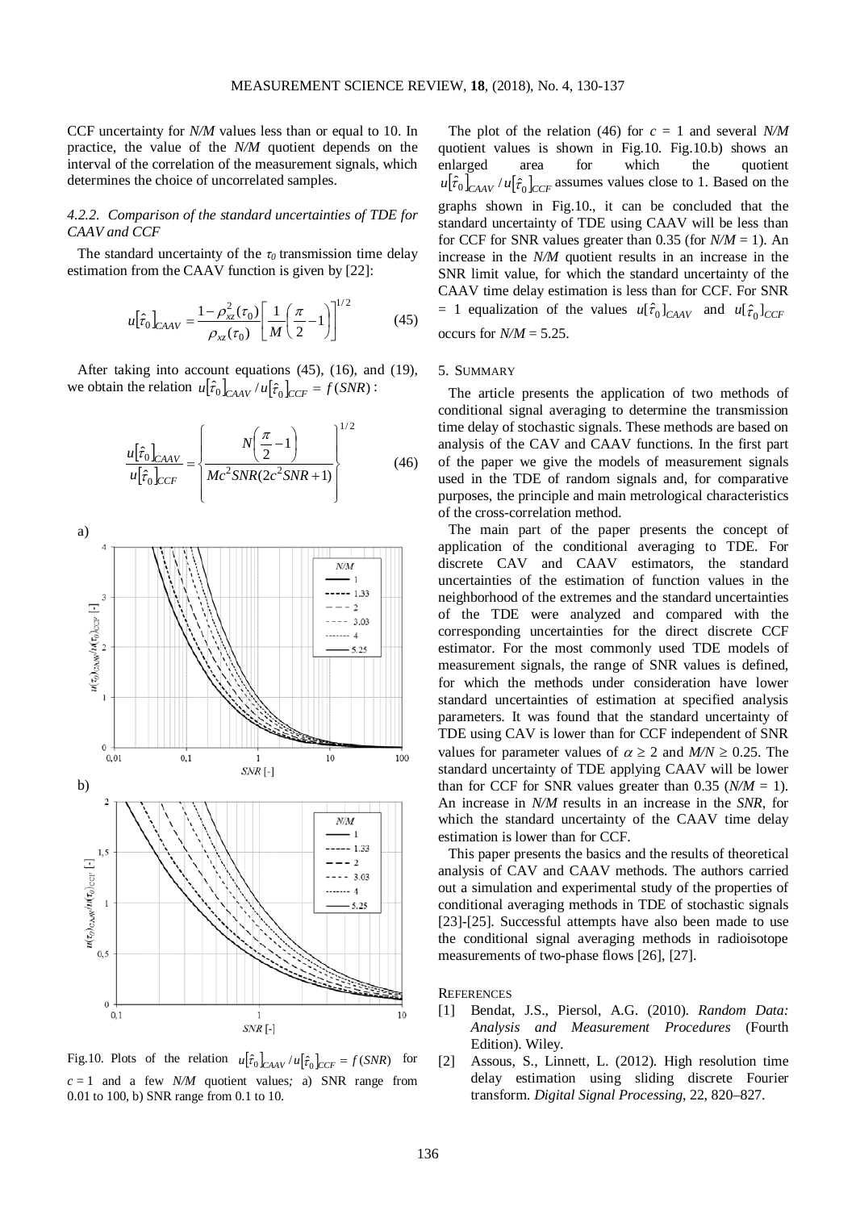CCF uncertainty for $N/M$ values less than or equal to 10. In practice, the value of the $N/M$ quotient depends on the interval of the correlation of the measurement signals, which determines the choice of uncorrelated samples.

### 4.2.2. Comparison of the standard uncertainties of TDE for CAAV and CCF

The standard uncertainty of the $\tau_0$ transmission time delay estimation from the CAAV function is given by [22]:

$$u\left[\hat{\tau}_0\right]_{CAAV} = \frac{1-\rho_{xz}^2(\tau_0)}{\rho_{xz}(\tau_0)}\left[\frac{1}{M}\left(\frac{\pi}{2}-1\right)\right]^{1/2} \tag{45}$$

After taking into account equations (45), (16), and (19), we obtain the relation $u\left[\hat{\tau}_0\right]_{CAAV} / u\left[\hat{\tau}_0\right]_{CCF} = f(SNR)$ :

$$\frac{u\left[\hat{\tau}_0\right]_{CAAV}}{u\left[\hat{\tau}_0\right]_{CCF}} = \left\{\frac{N\left(\frac{\pi}{2}-1\right)}{Mc^2SNR(2c^2SNR+1)}\right\}^{1/2} \tag{46}$$

Fig.10. Plots of the relation $u\left[\hat{\tau}_0\right]_{CAAV} / u\left[\hat{\tau}_0\right]_{CCF} = f(SNR)$ for $c = 1$ and a few $N/M$ quotient values; a) SNR range from 0.01 to 100, b) SNR range from 0.1 to 10.

The plot of the relation (46) for $c = 1$ and several $N/M$ quotient values is shown in Fig.10. Fig.10.b) shows an enlarged area for which the quotient $u\left[\hat{\tau}_0\right]_{CAAV} / u\left[\hat{\tau}_0\right]_{CCF}$ assumes values close to 1. Based on the graphs shown in Fig.10., it can be concluded that the standard uncertainty of TDE using CAAV will be less than for CCF for SNR values greater than 0.35 (for $N/M = 1$). An increase in the $N/M$ quotient results in an increase in the SNR limit value, for which the standard uncertainty of the CAAV time delay estimation is less than for CCF. For SNR = 1 equalization of the values $u[\hat{\tau}_0]_{CAAV}$ and $u[\hat{\tau}_0]_{CCF}$ occurs for $N/M = 5.25$.

## 5. SUMMARY

The article presents the application of two methods of conditional signal averaging to determine the transmission time delay of stochastic signals. These methods are based on analysis of the CAV and CAAV functions. In the first part of the paper we give the models of measurement signals used in the TDE of random signals and, for comparative purposes, the principle and main metrological characteristics of the cross-correlation method.

The main part of the paper presents the concept of application of the conditional averaging to TDE. For discrete CAV and CAAV estimators, the standard uncertainties of the estimation of function values in the neighborhood of the extremes and the standard uncertainties of the TDE were analyzed and compared with the corresponding uncertainties for the direct discrete CCF estimator. For the most commonly used TDE models of measurement signals, the range of SNR values is defined, for which the methods under consideration have lower standard uncertainties of estimation at specified analysis parameters. It was found that the standard uncertainty of TDE using CAV is lower than for CCF independent of SNR values for parameter values of $\alpha \geq 2$ and $M/N \geq 0.25$. The standard uncertainty of TDE applying CAAV will be lower than for CCF for SNR values greater than 0.35 ($N/M = 1$). An increase in $N/M$ results in an increase in the $SNR$, for which the standard uncertainty of the CAAV time delay estimation is lower than for CCF.

This paper presents the basics and the results of theoretical analysis of CAV and CAAV methods. The authors carried out a simulation and experimental study of the properties of conditional averaging methods in TDE of stochastic signals [23]-[25]. Successful attempts have also been made to use the conditional signal averaging methods in radioisotope measurements of two-phase flows [26], [27].

## REFERENCES

[1] Bendat, J.S., Piersol, A.G. (2010). *Random Data: Analysis and Measurement Procedures* (Fourth Edition). Wiley.

[2] Assous, S., Linnett, L. (2012). High resolution time delay estimation using sliding discrete Fourier transform. *Digital Signal Processing*, 22, 820–827.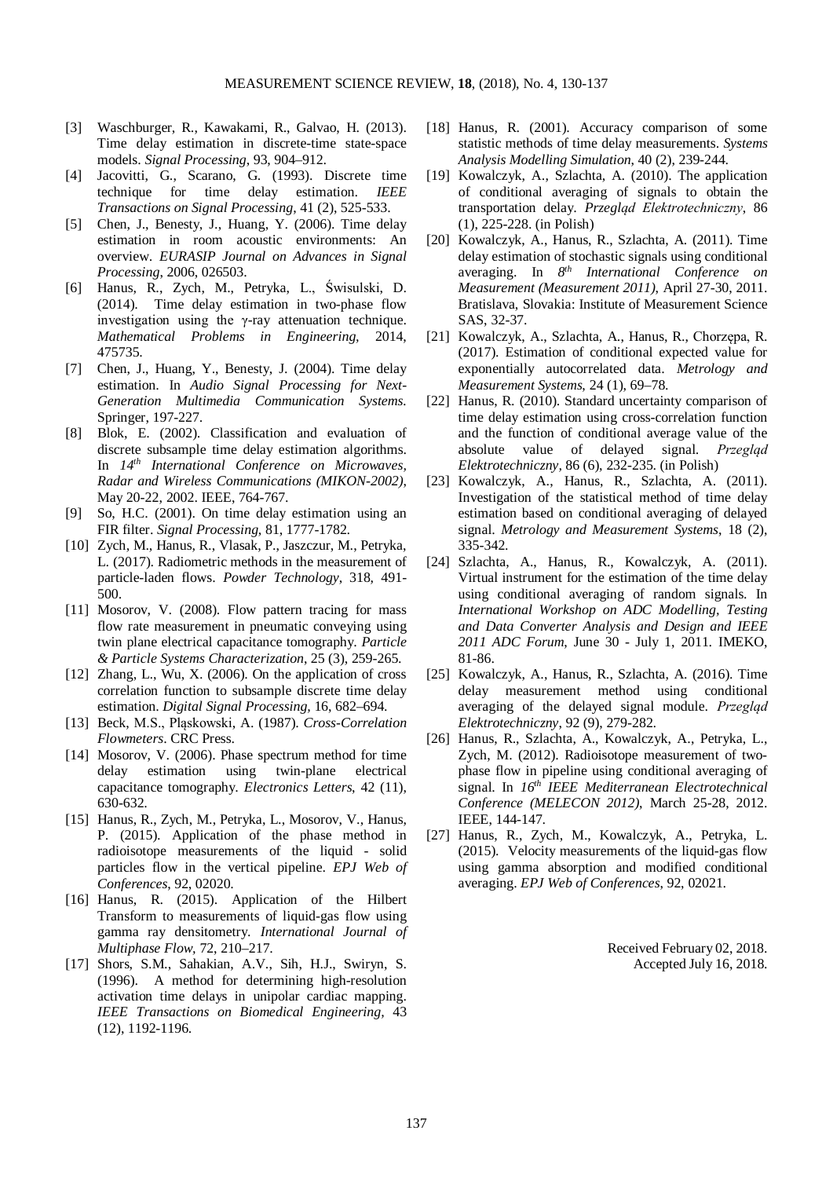[3] Waschburger, R., Kawakami, R., Galvao, H. (2013). Time delay estimation in discrete-time state-space models. *Signal Processing*, 93, 904–912.

[4] Jacovitti, G., Scarano, G. (1993). Discrete time technique for time delay estimation. *IEEE Transactions on Signal Processing*, 41 (2), 525-533.

[5] Chen, J., Benesty, J., Huang, Y. (2006). Time delay estimation in room acoustic environments: An overview. *EURASIP Journal on Advances in Signal Processing*, 2006, 026503.

[6] Hanus, R., Zych, M., Petryka, L., Świsulski, D. (2014). Time delay estimation in two-phase flow investigation using the γ-ray attenuation technique. *Mathematical Problems in Engineering*, 2014, 475735.

[7] Chen, J., Huang, Y., Benesty, J. (2004). Time delay estimation. In *Audio Signal Processing for Next-Generation Multimedia Communication Systems*. Springer, 197-227.

[8] Blok, E. (2002). Classification and evaluation of discrete subsample time delay estimation algorithms. In *14th International Conference on Microwaves, Radar and Wireless Communications (MIKON-2002)*, May 20-22, 2002. IEEE, 764-767.

[9] So, H.C. (2001). On time delay estimation using an FIR filter. *Signal Processing*, 81, 1777-1782.

[10] Zych, M., Hanus, R., Vlasak, P., Jaszczur, M., Petryka, L. (2017). Radiometric methods in the measurement of particle-laden flows. *Powder Technology*, 318, 491-500.

[11] Mosorov, V. (2008). Flow pattern tracing for mass flow rate measurement in pneumatic conveying using twin plane electrical capacitance tomography. *Particle & Particle Systems Characterization*, 25 (3), 259-265.

[12] Zhang, L., Wu, X. (2006). On the application of cross correlation function to subsample discrete time delay estimation. *Digital Signal Processing*, 16, 682–694.

[13] Beck, M.S., Pląskowski, A. (1987). *Cross-Correlation Flowmeters*. CRC Press.

[14] Mosorov, V. (2006). Phase spectrum method for time delay estimation using twin-plane electrical capacitance tomography. *Electronics Letters*, 42 (11), 630-632.

[15] Hanus, R., Zych, M., Petryka, L., Mosorov, V., Hanus, P. (2015). Application of the phase method in radioisotope measurements of the liquid - solid particles flow in the vertical pipeline. *EPJ Web of Conferences*, 92, 02020.

[16] Hanus, R. (2015). Application of the Hilbert Transform to measurements of liquid-gas flow using gamma ray densitometry. *International Journal of Multiphase Flow*, 72, 210–217.

[17] Shors, S.M., Sahakian, A.V., Sih, H.J., Swiryn, S. (1996). A method for determining high-resolution activation time delays in unipolar cardiac mapping. *IEEE Transactions on Biomedical Engineering*, 43 (12), 1192-1196.

[18] Hanus, R. (2001). Accuracy comparison of some statistic methods of time delay measurements. *Systems Analysis Modelling Simulation*, 40 (2), 239-244.

[19] Kowalczyk, A., Szlachta, A. (2010). The application of conditional averaging of signals to obtain the transportation delay. *Przegląd Elektrotechniczny*, 86 (1), 225-228. (in Polish)

[20] Kowalczyk, A., Hanus, R., Szlachta, A. (2011). Time delay estimation of stochastic signals using conditional averaging. In *8th International Conference on Measurement (Measurement 2011)*, April 27-30, 2011. Bratislava, Slovakia: Institute of Measurement Science SAS, 32-37.

[21] Kowalczyk, A., Szlachta, A., Hanus, R., Chorzępa, R. (2017). Estimation of conditional expected value for exponentially autocorrelated data. *Metrology and Measurement Systems*, 24 (1), 69–78.

[22] Hanus, R. (2010). Standard uncertainty comparison of time delay estimation using cross-correlation function and the function of conditional average value of the absolute value of delayed signal. *Przegląd Elektrotechniczny*, 86 (6), 232-235. (in Polish)

[23] Kowalczyk, A., Hanus, R., Szlachta, A. (2011). Investigation of the statistical method of time delay estimation based on conditional averaging of delayed signal. *Metrology and Measurement Systems*, 18 (2), 335-342.

[24] Szlachta, A., Hanus, R., Kowalczyk, A. (2011). Virtual instrument for the estimation of the time delay using conditional averaging of random signals. In *International Workshop on ADC Modelling, Testing and Data Converter Analysis and Design and IEEE 2011 ADC Forum*, June 30 - July 1, 2011. IMEKO, 81-86.

[25] Kowalczyk, A., Hanus, R., Szlachta, A. (2016). Time delay measurement method using conditional averaging of the delayed signal module. *Przegląd Elektrotechniczny*, 92 (9), 279-282.

[26] Hanus, R., Szlachta, A., Kowalczyk, A., Petryka, L., Zych, M. (2012). Radioisotope measurement of two-phase flow in pipeline using conditional averaging of signal. In *16th IEEE Mediterranean Electrotechnical Conference (MELECON 2012)*, March 25-28, 2012. IEEE, 144-147.

[27] Hanus, R., Zych, M., Kowalczyk, A., Petryka, L. (2015). Velocity measurements of the liquid-gas flow using gamma absorption and modified conditional averaging. *EPJ Web of Conferences*, 92, 02021.

Received February 02, 2018.
Accepted July 16, 2018.